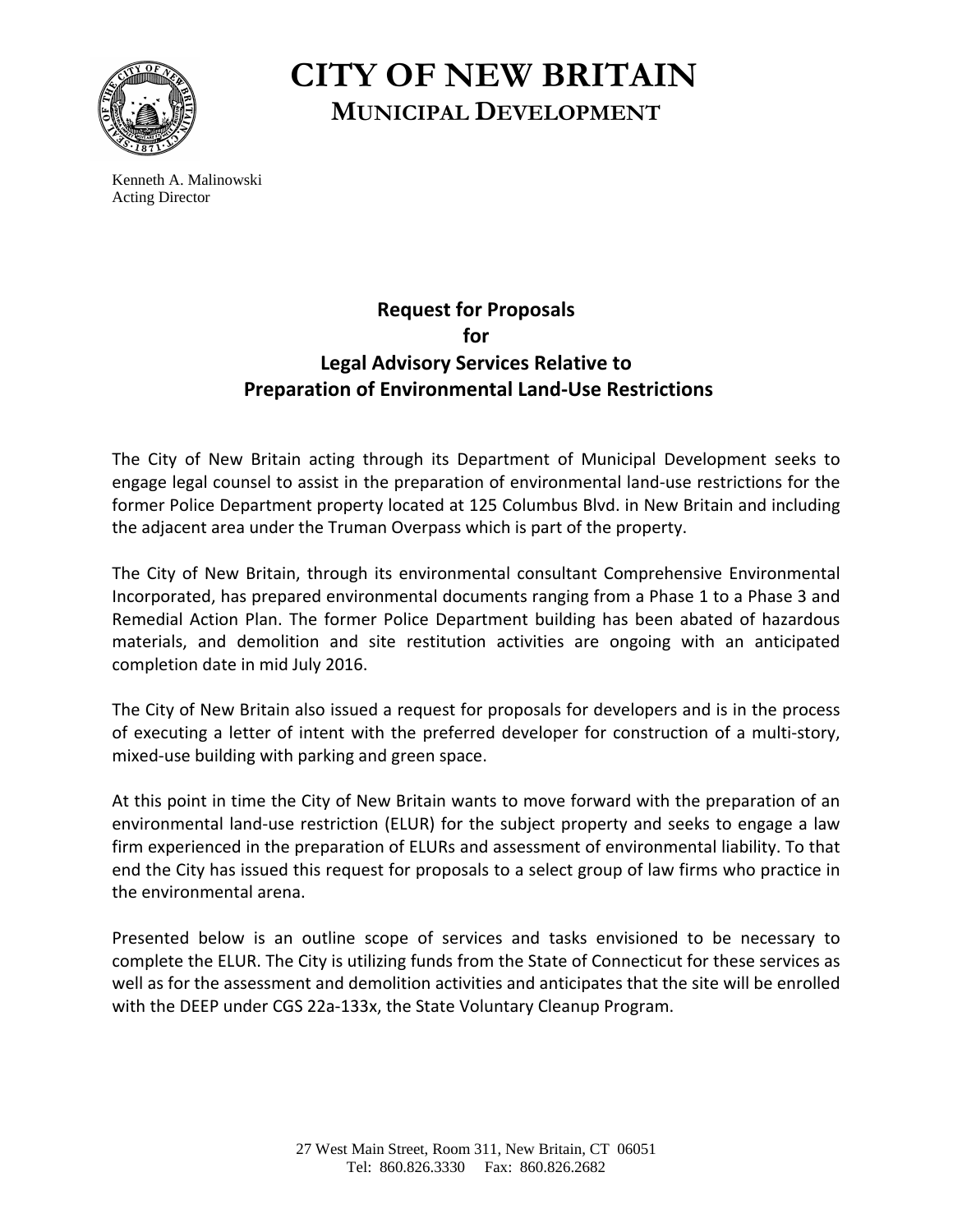# CITY OF NEW BRITAIN

## MUNICIPAL DEVELOPMENT

Kenneth A. Malinowski
Acting Director

### Request for Proposals
### for
### Legal Advisory Services Relative to
### Preparation of Environmental Land-Use Restrictions

The City of New Britain acting through its Department of Municipal Development seeks to engage legal counsel to assist in the preparation of environmental land-use restrictions for the former Police Department property located at 125 Columbus Blvd. in New Britain and including the adjacent area under the Truman Overpass which is part of the property.

The City of New Britain, through its environmental consultant Comprehensive Environmental Incorporated, has prepared environmental documents ranging from a Phase 1 to a Phase 3 and Remedial Action Plan. The former Police Department building has been abated of hazardous materials, and demolition and site restitution activities are ongoing with an anticipated completion date in mid July 2016.

The City of New Britain also issued a request for proposals for developers and is in the process of executing a letter of intent with the preferred developer for construction of a multi-story, mixed-use building with parking and green space.

At this point in time the City of New Britain wants to move forward with the preparation of an environmental land-use restriction (ELUR) for the subject property and seeks to engage a law firm experienced in the preparation of ELURs and assessment of environmental liability. To that end the City has issued this request for proposals to a select group of law firms who practice in the environmental arena.

Presented below is an outline scope of services and tasks envisioned to be necessary to complete the ELUR. The City is utilizing funds from the State of Connecticut for these services as well as for the assessment and demolition activities and anticipates that the site will be enrolled with the DEEP under CGS 22a-133x, the State Voluntary Cleanup Program.

27 West Main Street, Room 311, New Britain, CT 06051
Tel: 860.826.3330 Fax: 860.826.2682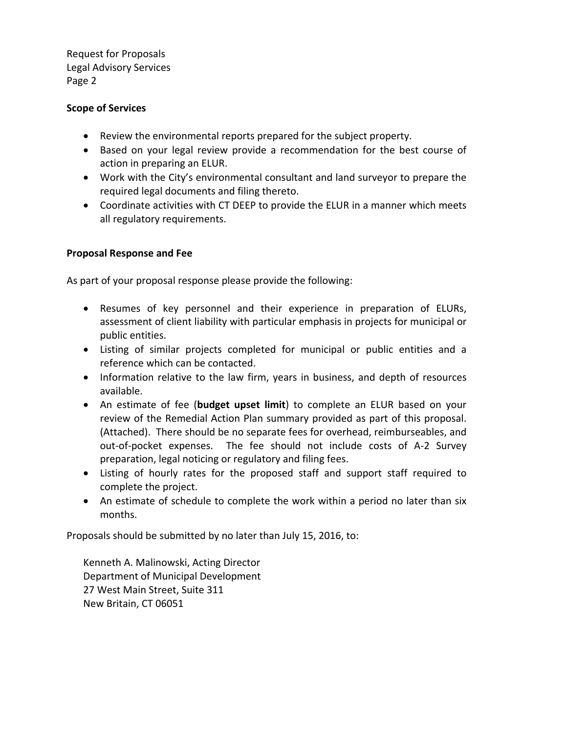**Scope of Services**

- Review the environmental reports prepared for the subject property.
- Based on your legal review provide a recommendation for the best course of action in preparing an ELUR.
- Work with the City's environmental consultant and land surveyor to prepare the required legal documents and filing thereto.
- Coordinate activities with CT DEEP to provide the ELUR in a manner which meets all regulatory requirements.

**Proposal Response and Fee**

As part of your proposal response please provide the following:

- Resumes of key personnel and their experience in preparation of ELURs, assessment of client liability with particular emphasis in projects for municipal or public entities.
- Listing of similar projects completed for municipal or public entities and a reference which can be contacted.
- Information relative to the law firm, years in business, and depth of resources available.
- An estimate of fee (**budget upset limit**) to complete an ELUR based on your review of the Remedial Action Plan summary provided as part of this proposal. (Attached). There should be no separate fees for overhead, reimburseables, and out-of-pocket expenses. The fee should not include costs of A-2 Survey preparation, legal noticing or regulatory and filing fees.
- Listing of hourly rates for the proposed staff and support staff required to complete the project.
- An estimate of schedule to complete the work within a period no later than six months.

Proposals should be submitted by no later than July 15, 2016, to:

Kenneth A. Malinowski, Acting Director
Department of Municipal Development
27 West Main Street, Suite 311
New Britain, CT 06051